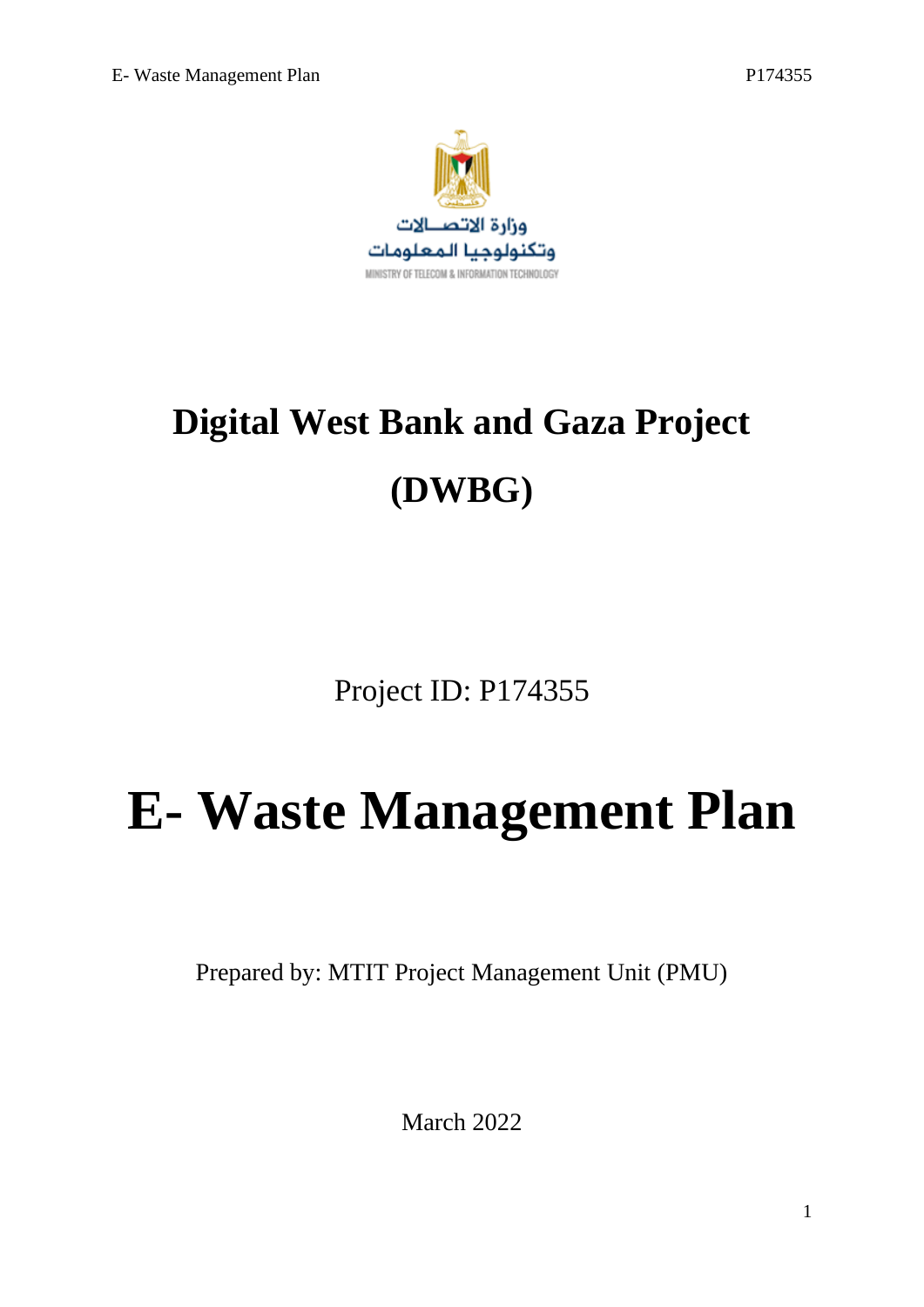وزارة الاتصـــالات
وتكنولوجيا المعلومات
MINISTRY OF TELECOM & INFORMATION TECHNOLOGY

# Digital West Bank and Gaza Project (DWBG)

Project ID: P174355

# E- Waste Management Plan

Prepared by: MTIT Project Management Unit (PMU)

March 2022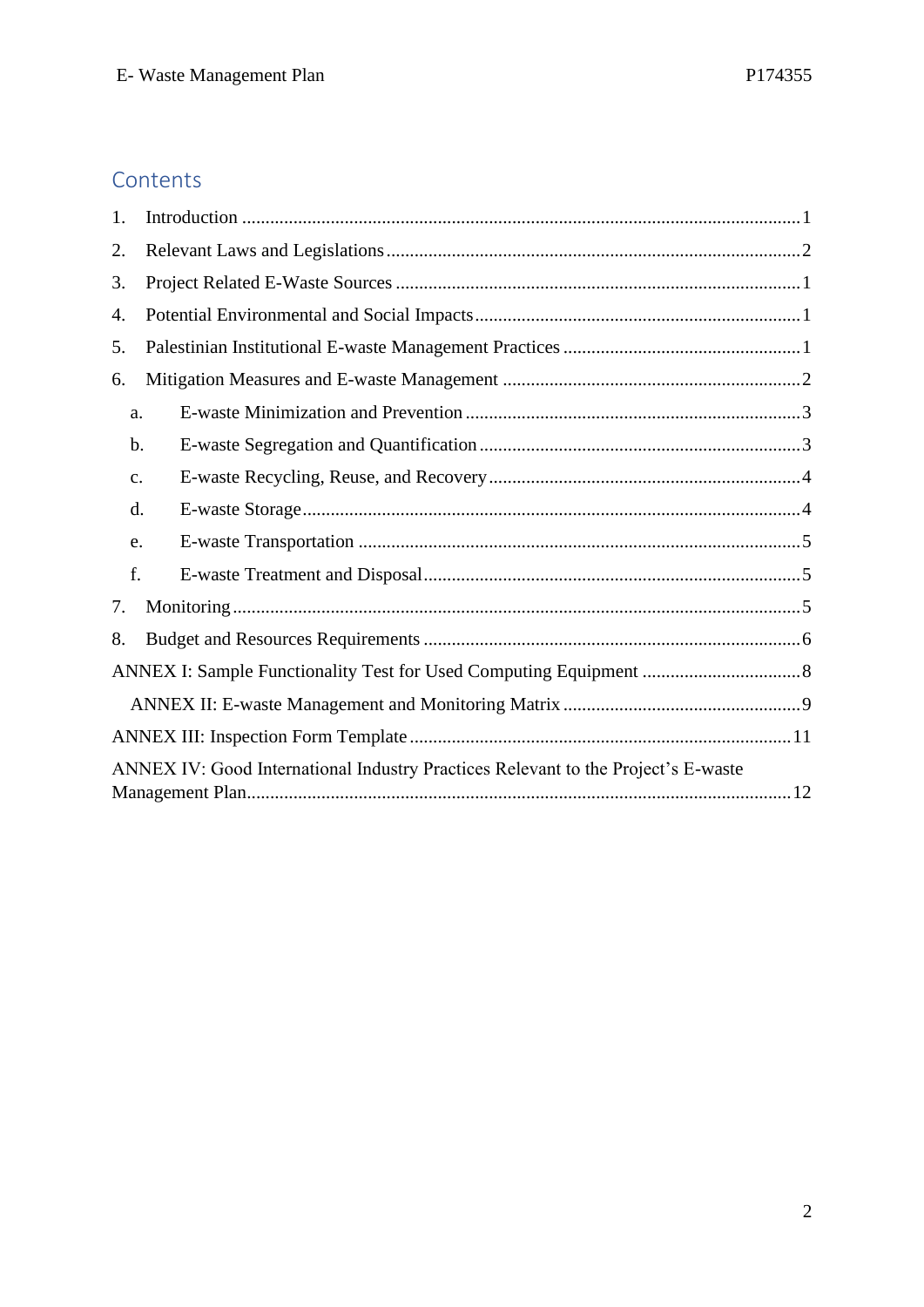## Contents

1. Introduction ........................................................................................................................1
2. Relevant Laws and Legislations .........................................................................................2
3. Project Related E-Waste Sources .......................................................................................1
4. Potential Environmental and Social Impacts .....................................................................1
5. Palestinian Institutional E-waste Management Practices ..................................................1
6. Mitigation Measures and E-waste Management ................................................................2
   a. E-waste Minimization and Prevention .......................................................................3
   b. E-waste Segregation and Quantification .....................................................................3
   c. E-waste Recycling, Reuse, and Recovery ...................................................................4
   d. E-waste Storage ...........................................................................................................4
   e. E-waste Transportation ...............................................................................................5
   f. E-waste Treatment and Disposal .................................................................................5
7. Monitoring .........................................................................................................................5
8. Budget and Resources Requirements .................................................................................6

ANNEX I: Sample Functionality Test for Used Computing Equipment ..................................8

ANNEX II: E-waste Management and Monitoring Matrix ...................................................9

ANNEX III: Inspection Form Template ..................................................................................11

ANNEX IV: Good International Industry Practices Relevant to the Project's E-waste Management Plan.....................................................................................................................12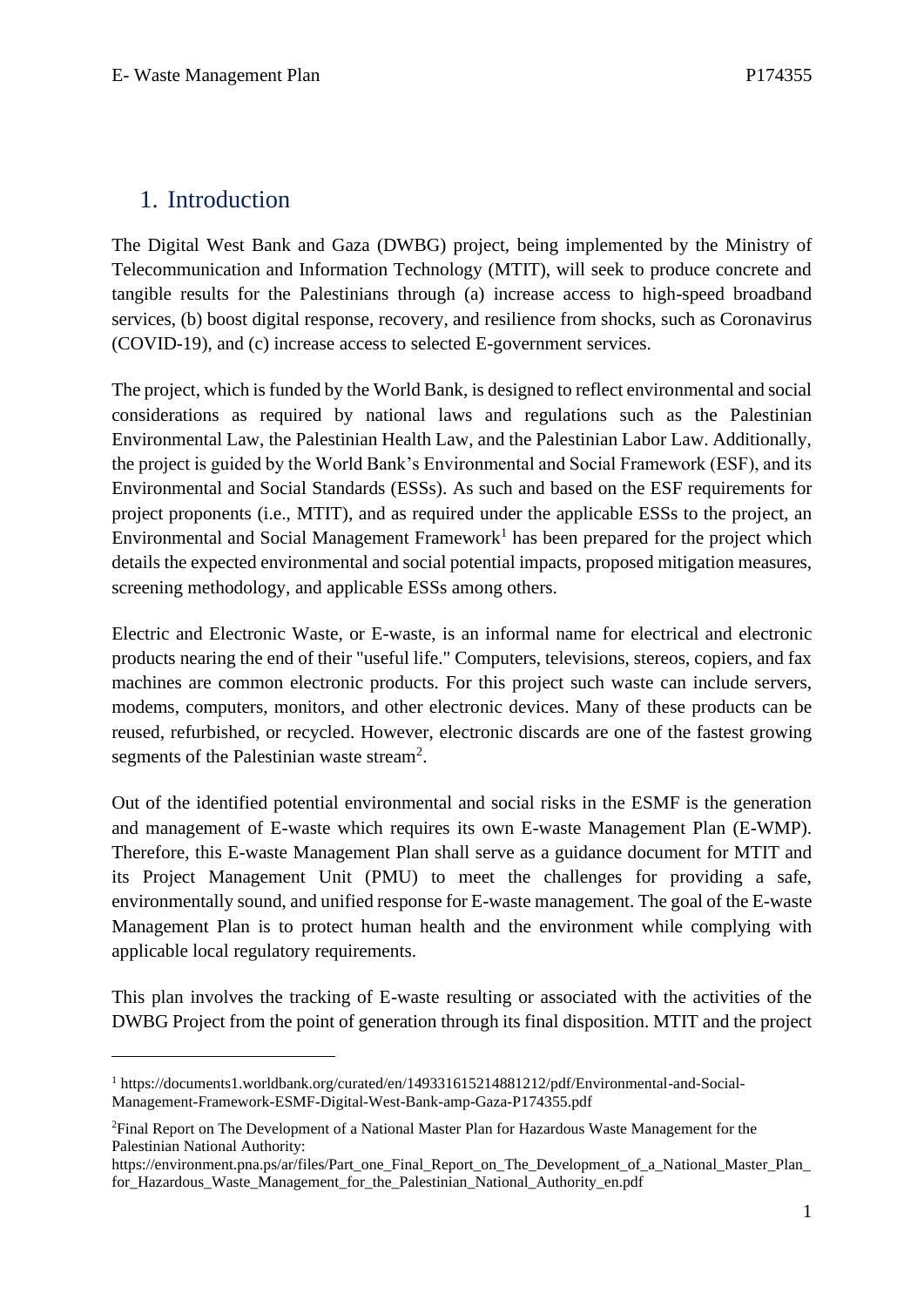# 1. Introduction

The Digital West Bank and Gaza (DWBG) project, being implemented by the Ministry of Telecommunication and Information Technology (MTIT), will seek to produce concrete and tangible results for the Palestinians through (a) increase access to high-speed broadband services, (b) boost digital response, recovery, and resilience from shocks, such as Coronavirus (COVID-19), and (c) increase access to selected E-government services.

The project, which is funded by the World Bank, is designed to reflect environmental and social considerations as required by national laws and regulations such as the Palestinian Environmental Law, the Palestinian Health Law, and the Palestinian Labor Law. Additionally, the project is guided by the World Bank's Environmental and Social Framework (ESF), and its Environmental and Social Standards (ESSs). As such and based on the ESF requirements for project proponents (i.e., MTIT), and as required under the applicable ESSs to the project, an Environmental and Social Management Framework[1] has been prepared for the project which details the expected environmental and social potential impacts, proposed mitigation measures, screening methodology, and applicable ESSs among others.

Electric and Electronic Waste, or E-waste, is an informal name for electrical and electronic products nearing the end of their "useful life." Computers, televisions, stereos, copiers, and fax machines are common electronic products. For this project such waste can include servers, modems, computers, monitors, and other electronic devices. Many of these products can be reused, refurbished, or recycled. However, electronic discards are one of the fastest growing segments of the Palestinian waste stream[2].

Out of the identified potential environmental and social risks in the ESMF is the generation and management of E-waste which requires its own E-waste Management Plan (E-WMP). Therefore, this E-waste Management Plan shall serve as a guidance document for MTIT and its Project Management Unit (PMU) to meet the challenges for providing a safe, environmentally sound, and unified response for E-waste management. The goal of the E-waste Management Plan is to protect human health and the environment while complying with applicable local regulatory requirements.

This plan involves the tracking of E-waste resulting or associated with the activities of the DWBG Project from the point of generation through its final disposition. MTIT and the project

---

[1] https://documents1.worldbank.org/curated/en/149331615214881212/pdf/Environmental-and-Social-Management-Framework-ESMF-Digital-West-Bank-amp-Gaza-P174355.pdf

[2] Final Report on The Development of a National Master Plan for Hazardous Waste Management for the Palestinian National Authority: https://environment.pna.ps/ar/files/Part_one_Final_Report_on_The_Development_of_a_National_Master_Plan_for_Hazardous_Waste_Management_for_the_Palestinian_National_Authority_en.pdf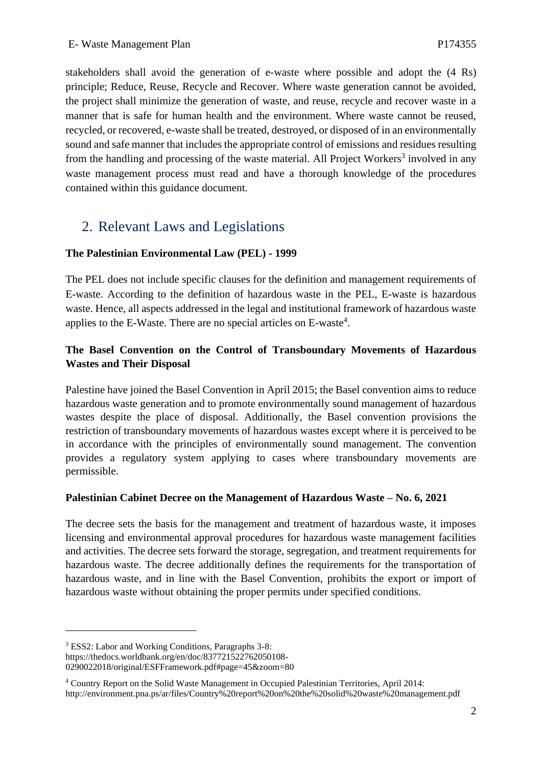stakeholders shall avoid the generation of e-waste where possible and adopt the (4 Rs) principle; Reduce, Reuse, Recycle and Recover. Where waste generation cannot be avoided, the project shall minimize the generation of waste, and reuse, recycle and recover waste in a manner that is safe for human health and the environment. Where waste cannot be reused, recycled, or recovered, e-waste shall be treated, destroyed, or disposed of in an environmentally sound and safe manner that includes the appropriate control of emissions and residues resulting from the handling and processing of the waste material. All Project Workers[3] involved in any waste management process must read and have a thorough knowledge of the procedures contained within this guidance document.

## 2. Relevant Laws and Legislations

**The Palestinian Environmental Law (PEL) - 1999**

The PEL does not include specific clauses for the definition and management requirements of E-waste. According to the definition of hazardous waste in the PEL, E-waste is hazardous waste. Hence, all aspects addressed in the legal and institutional framework of hazardous waste applies to the E-Waste. There are no special articles on E-waste[4].

**The Basel Convention on the Control of Transboundary Movements of Hazardous Wastes and Their Disposal**

Palestine have joined the Basel Convention in April 2015; the Basel convention aims to reduce hazardous waste generation and to promote environmentally sound management of hazardous wastes despite the place of disposal. Additionally, the Basel convention provisions the restriction of transboundary movements of hazardous wastes except where it is perceived to be in accordance with the principles of environmentally sound management. The convention provides a regulatory system applying to cases where transboundary movements are permissible.

**Palestinian Cabinet Decree on the Management of Hazardous Waste – No. 6, 2021**

The decree sets the basis for the management and treatment of hazardous waste, it imposes licensing and environmental approval procedures for hazardous waste management facilities and activities. The decree sets forward the storage, segregation, and treatment requirements for hazardous waste. The decree additionally defines the requirements for the transportation of hazardous waste, and in line with the Basel Convention, prohibits the export or import of hazardous waste without obtaining the proper permits under specified conditions.

---

[3] ESS2: Labor and Working Conditions, Paragraphs 3-8: https://thedocs.worldbank.org/en/doc/837721522762050108-0290022018/original/ESFFramework.pdf#page=45&zoom=80

[4] Country Report on the Solid Waste Management in Occupied Palestinian Territories, April 2014: http://environment.pna.ps/ar/files/Country%20report%20on%20the%20solid%20waste%20management.pdf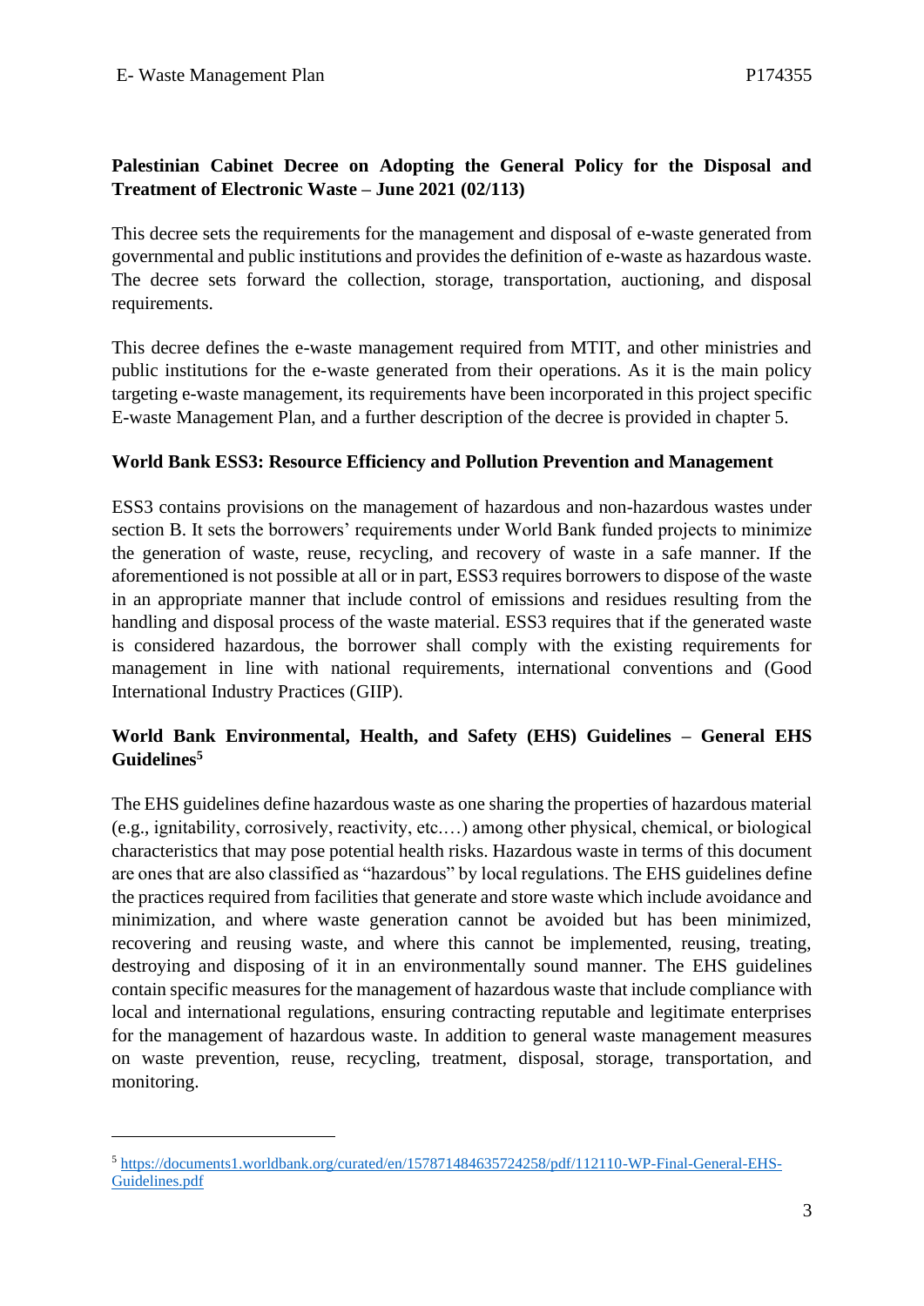**Palestinian Cabinet Decree on Adopting the General Policy for the Disposal and Treatment of Electronic Waste – June 2021 (02/113)**

This decree sets the requirements for the management and disposal of e-waste generated from governmental and public institutions and provides the definition of e-waste as hazardous waste. The decree sets forward the collection, storage, transportation, auctioning, and disposal requirements.

This decree defines the e-waste management required from MTIT, and other ministries and public institutions for the e-waste generated from their operations. As it is the main policy targeting e-waste management, its requirements have been incorporated in this project specific E-waste Management Plan, and a further description of the decree is provided in chapter 5.

**World Bank ESS3: Resource Efficiency and Pollution Prevention and Management**

ESS3 contains provisions on the management of hazardous and non-hazardous wastes under section B. It sets the borrowers' requirements under World Bank funded projects to minimize the generation of waste, reuse, recycling, and recovery of waste in a safe manner. If the aforementioned is not possible at all or in part, ESS3 requires borrowers to dispose of the waste in an appropriate manner that include control of emissions and residues resulting from the handling and disposal process of the waste material. ESS3 requires that if the generated waste is considered hazardous, the borrower shall comply with the existing requirements for management in line with national requirements, international conventions and (Good International Industry Practices (GIIP).

**World Bank Environmental, Health, and Safety (EHS) Guidelines – General EHS Guidelines[5]**

The EHS guidelines define hazardous waste as one sharing the properties of hazardous material (e.g., ignitability, corrosively, reactivity, etc.…) among other physical, chemical, or biological characteristics that may pose potential health risks. Hazardous waste in terms of this document are ones that are also classified as "hazardous" by local regulations. The EHS guidelines define the practices required from facilities that generate and store waste which include avoidance and minimization, and where waste generation cannot be avoided but has been minimized, recovering and reusing waste, and where this cannot be implemented, reusing, treating, destroying and disposing of it in an environmentally sound manner. The EHS guidelines contain specific measures for the management of hazardous waste that include compliance with local and international regulations, ensuring contracting reputable and legitimate enterprises for the management of hazardous waste. In addition to general waste management measures on waste prevention, reuse, recycling, treatment, disposal, storage, transportation, and monitoring.

---

[5] https://documents1.worldbank.org/curated/en/157871484635724258/pdf/112110-WP-Final-General-EHS-Guidelines.pdf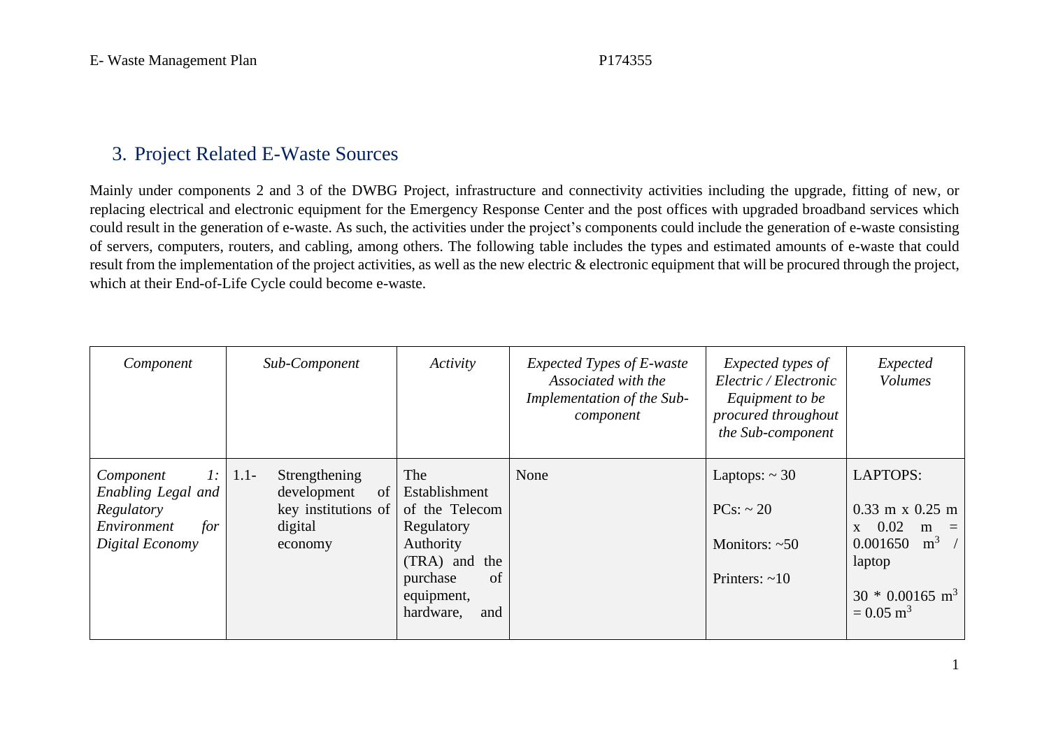## 3. Project Related E-Waste Sources

Mainly under components 2 and 3 of the DWBG Project, infrastructure and connectivity activities including the upgrade, fitting of new, or replacing electrical and electronic equipment for the Emergency Response Center and the post offices with upgraded broadband services which could result in the generation of e-waste. As such, the activities under the project's components could include the generation of e-waste consisting of servers, computers, routers, and cabling, among others. The following table includes the types and estimated amounts of e-waste that could result from the implementation of the project activities, as well as the new electric & electronic equipment that will be procured through the project, which at their End-of-Life Cycle could become e-waste.

| *Component* | *Sub-Component* | *Activity* | *Expected Types of E-waste Associated with the Implementation of the Sub-component* | *Expected types of Electric / Electronic Equipment to be procured throughout the Sub-component* | *Expected Volumes* |
|---|---|---|---|---|---|
| *Component 1: Enabling Legal and Regulatory Environment for Digital Economy* | 1.1- Strengthening development of key institutions of digital economy | The Establishment of the Telecom Regulatory Authority (TRA) and the purchase of equipment, hardware, and | None | Laptops: ~ 30<br><br>PCs: ~ 20<br><br>Monitors: ~50<br><br>Printers: ~10 | LAPTOPS:<br><br>0.33 m x 0.25 m x 0.02 m = 0.001650 $m^3$ / laptop<br><br>30 * 0.00165 $m^3$ = 0.05 $m^3$ |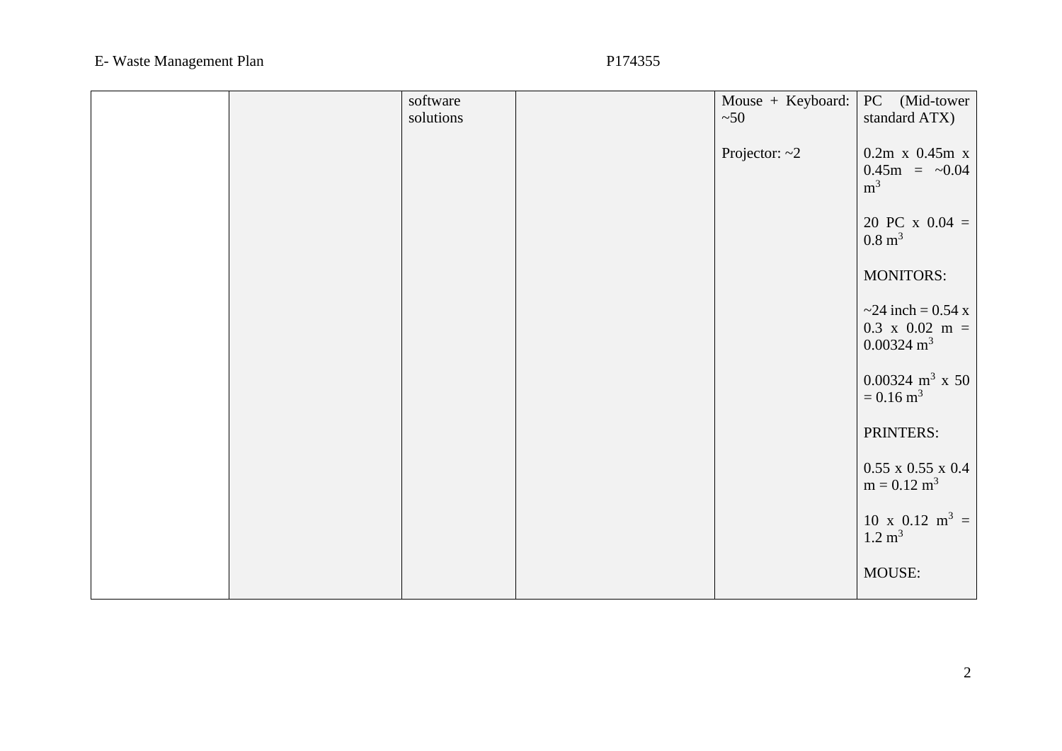|  |  | software solutions |  | Mouse + Keyboard: ~50<br><br>Projector: ~2 | PC (Mid-tower standard ATX)<br><br>0.2m x 0.45m x 0.45m = ~0.04 $m^3$<br><br>20 PC x 0.04 = 0.8 $m^3$<br><br>MONITORS:<br><br>~24 inch = 0.54 x 0.3 x 0.02 m = 0.00324 $m^3$<br><br>0.00324 $m^3$ x 50 = 0.16 $m^3$<br><br>PRINTERS:<br><br>0.55 x 0.55 x 0.4 m = 0.12 $m^3$<br><br>10 x 0.12 $m^3$ = 1.2 $m^3$<br><br>MOUSE: |
|---|---|---|---|---|---|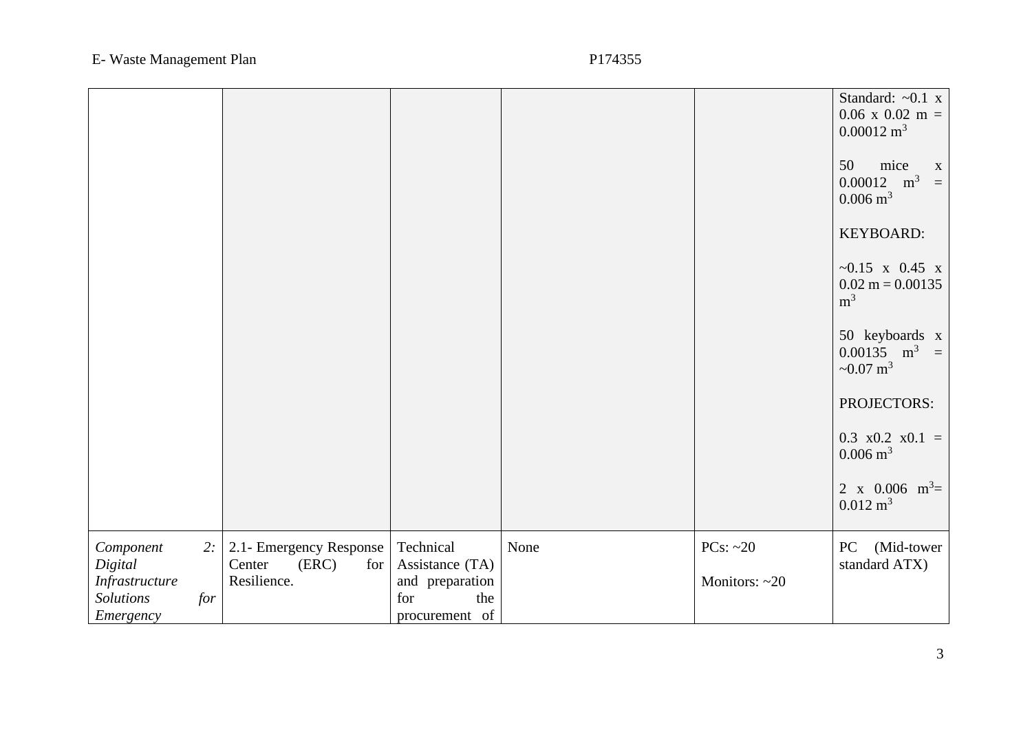| | | | | | |
|---|---|---|---|---|---|
| | | | | | Standard: ~0.1 x 0.06 x 0.02 m = 0.00012 $m^3$<br><br>50 mice x 0.00012 $m^3$ = 0.006 $m^3$<br><br>KEYBOARD:<br><br>~0.15 x 0.45 x 0.02 m = 0.00135 $m^3$<br><br>50 keyboards x 0.00135 $m^3$ = ~0.07 $m^3$<br><br>PROJECTORS:<br><br>0.3 x0.2 x0.1 = 0.006 $m^3$<br><br>2 x 0.006 $m^3$= 0.012 $m^3$ |
| *Component 2: Digital Infrastructure Solutions for Emergency* | 2.1- Emergency Response Center (ERC) for Resilience. | Technical Assistance (TA) and preparation for the procurement of | None | PCs: ~20<br><br>Monitors: ~20 | PC (Mid-tower standard ATX) |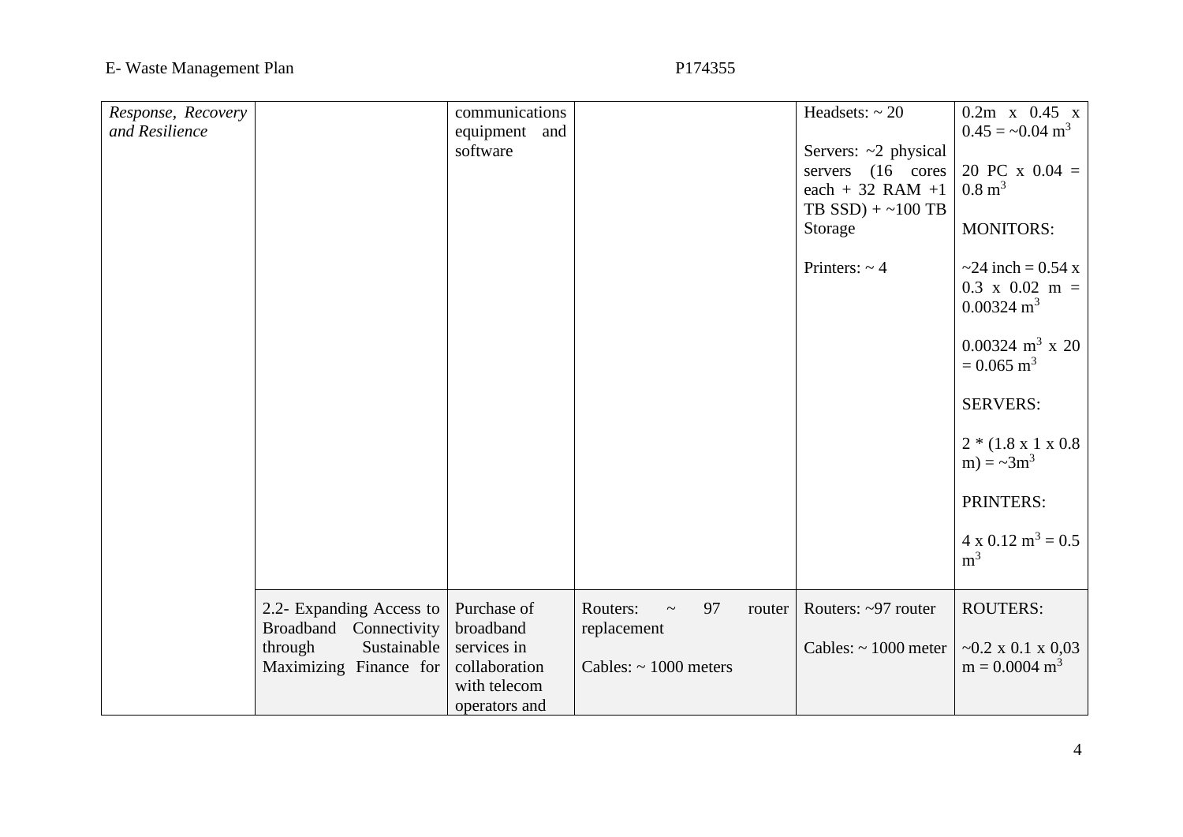| | | | | | |
|---|---|---|---|---|---|
| *Response, Recovery and Resilience* | | communications equipment and software | | Headsets: ~ 20<br><br>Servers: ~2 physical servers (16 cores each + 32 RAM +1 TB SSD) + ~100 TB Storage<br><br>Printers: ~ 4 | 0.2m x 0.45 x 0.45 = ~0.04 $m^3$<br><br>20 PC x 0.04 = 0.8 $m^3$<br><br>MONITORS:<br><br>~24 inch = 0.54 x 0.3 x 0.02 m = 0.00324 $m^3$<br><br>0.00324 $m^3$ x 20 = 0.065 $m^3$<br><br>SERVERS:<br><br>2 * (1.8 x 1 x 0.8 m) = ~3$m^3$<br><br>PRINTERS:<br><br>4 x 0.12 $m^3$ = 0.5 $m^3$ |
| | 2.2- Expanding Access to Broadband Connectivity through Sustainable Maximizing Finance for | Purchase of broadband services in collaboration with telecom operators and | Routers: ~ 97 router replacement<br><br>Cables: ~ 1000 meters | Routers: ~97 router<br><br>Cables: ~ 1000 meter | ROUTERS:<br><br>~0.2 x 0.1 x 0,03 m = 0.0004 $m^3$ |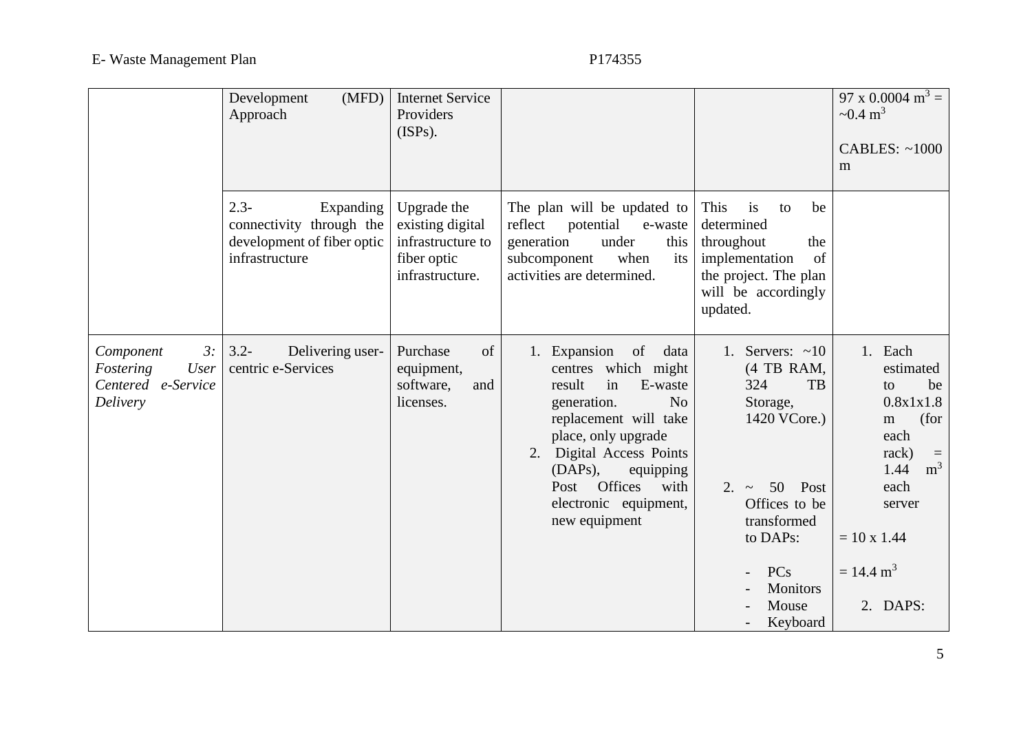| | | | | | |
|---|---|---|---|---|---|
| | Development (MFD) Approach | Internet Service Providers (ISPs). | | | 97 x 0.0004 $m^3$ = ~0.4 $m^3$<br><br>CABLES: ~1000 m |
| | 2.3- Expanding connectivity through the development of fiber optic infrastructure | Upgrade the existing digital infrastructure to fiber optic infrastructure. | The plan will be updated to reflect potential e-waste generation under this subcomponent when its activities are determined. | This is to be determined throughout the implementation of the project. The plan will be accordingly updated. | |
| *Component 3: Fostering User Centered e-Service Delivery* | 3.2- Delivering user-centric e-Services | Purchase of equipment, software, and licenses. | 1. Expansion of data centres which might result in E-waste generation. No replacement will take place, only upgrade<br>2. Digital Access Points (DAPs), equipping Post Offices with electronic equipment, new equipment | 1. Servers: ~10 (4 TB RAM, 324 TB Storage, 1420 VCore.)<br><br>2. ~ 50 Post Offices to be transformed to DAPs:<br>- PCs<br>- Monitors<br>- Mouse<br>- Keyboard | 1. Each estimated to be 0.8x1x1.8 m (for each rack) = 1.44 $m^3$ each server<br><br>= 10 x 1.44<br><br>= 14.4 $m^3$<br><br>2. DAPS: |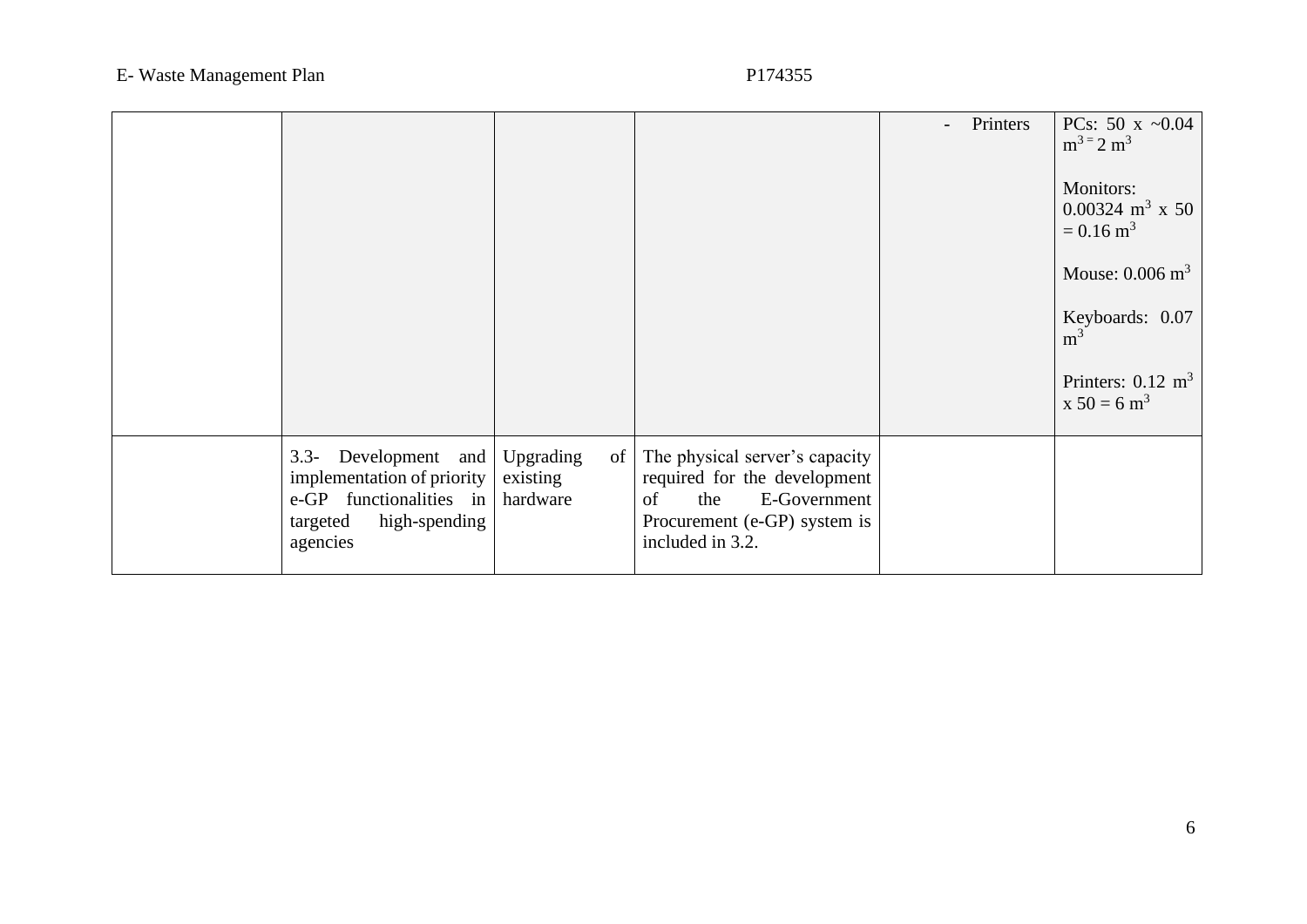| | | | | | |
|---|---|---|---|---|---|
| | | | | - Printers | PCs: 50 x ~0.04 $m^3$ = 2 $m^3$<br><br>Monitors: 0.00324 $m^3$ x 50 = 0.16 $m^3$<br><br>Mouse: 0.006 $m^3$<br><br>Keyboards: 0.07 $m^3$<br><br>Printers: 0.12 $m^3$ x 50 = 6 $m^3$ |
| | 3.3- Development and implementation of priority e-GP functionalities in targeted high-spending agencies | Upgrading of existing hardware | The physical server's capacity required for the development of the E-Government Procurement (e-GP) system is included in 3.2. | | |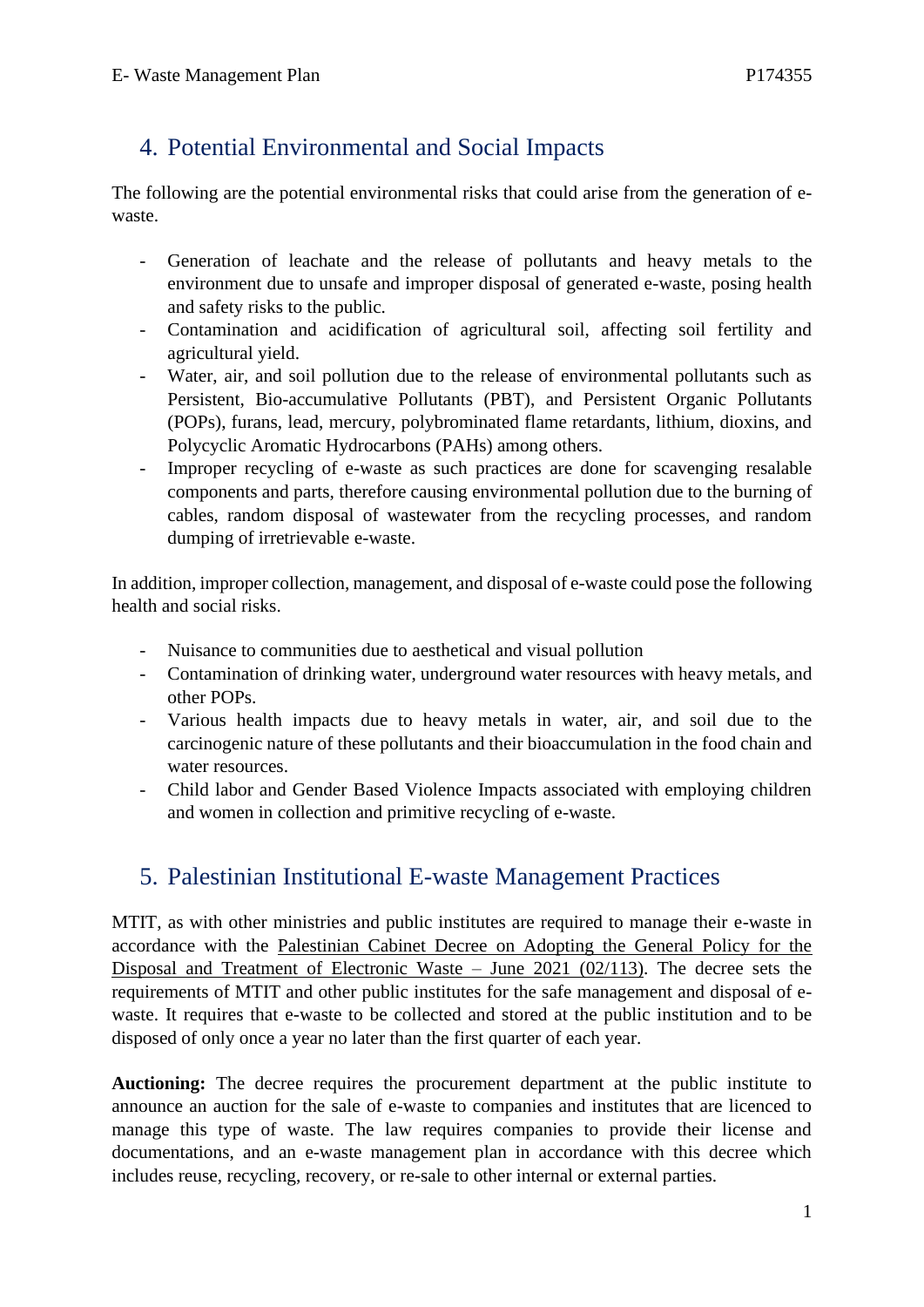## 4. Potential Environmental and Social Impacts

The following are the potential environmental risks that could arise from the generation of e-waste.

- Generation of leachate and the release of pollutants and heavy metals to the environment due to unsafe and improper disposal of generated e-waste, posing health and safety risks to the public.
- Contamination and acidification of agricultural soil, affecting soil fertility and agricultural yield.
- Water, air, and soil pollution due to the release of environmental pollutants such as Persistent, Bio-accumulative Pollutants (PBT), and Persistent Organic Pollutants (POPs), furans, lead, mercury, polybrominated flame retardants, lithium, dioxins, and Polycyclic Aromatic Hydrocarbons (PAHs) among others.
- Improper recycling of e-waste as such practices are done for scavenging resalable components and parts, therefore causing environmental pollution due to the burning of cables, random disposal of wastewater from the recycling processes, and random dumping of irretrievable e-waste.

In addition, improper collection, management, and disposal of e-waste could pose the following health and social risks.

- Nuisance to communities due to aesthetical and visual pollution
- Contamination of drinking water, underground water resources with heavy metals, and other POPs.
- Various health impacts due to heavy metals in water, air, and soil due to the carcinogenic nature of these pollutants and their bioaccumulation in the food chain and water resources.
- Child labor and Gender Based Violence Impacts associated with employing children and women in collection and primitive recycling of e-waste.

## 5. Palestinian Institutional E-waste Management Practices

MTIT, as with other ministries and public institutes are required to manage their e-waste in accordance with the Palestinian Cabinet Decree on Adopting the General Policy for the Disposal and Treatment of Electronic Waste – June 2021 (02/113). The decree sets the requirements of MTIT and other public institutes for the safe management and disposal of e-waste. It requires that e-waste to be collected and stored at the public institution and to be disposed of only once a year no later than the first quarter of each year.

**Auctioning:** The decree requires the procurement department at the public institute to announce an auction for the sale of e-waste to companies and institutes that are licenced to manage this type of waste. The law requires companies to provide their license and documentations, and an e-waste management plan in accordance with this decree which includes reuse, recycling, recovery, or re-sale to other internal or external parties.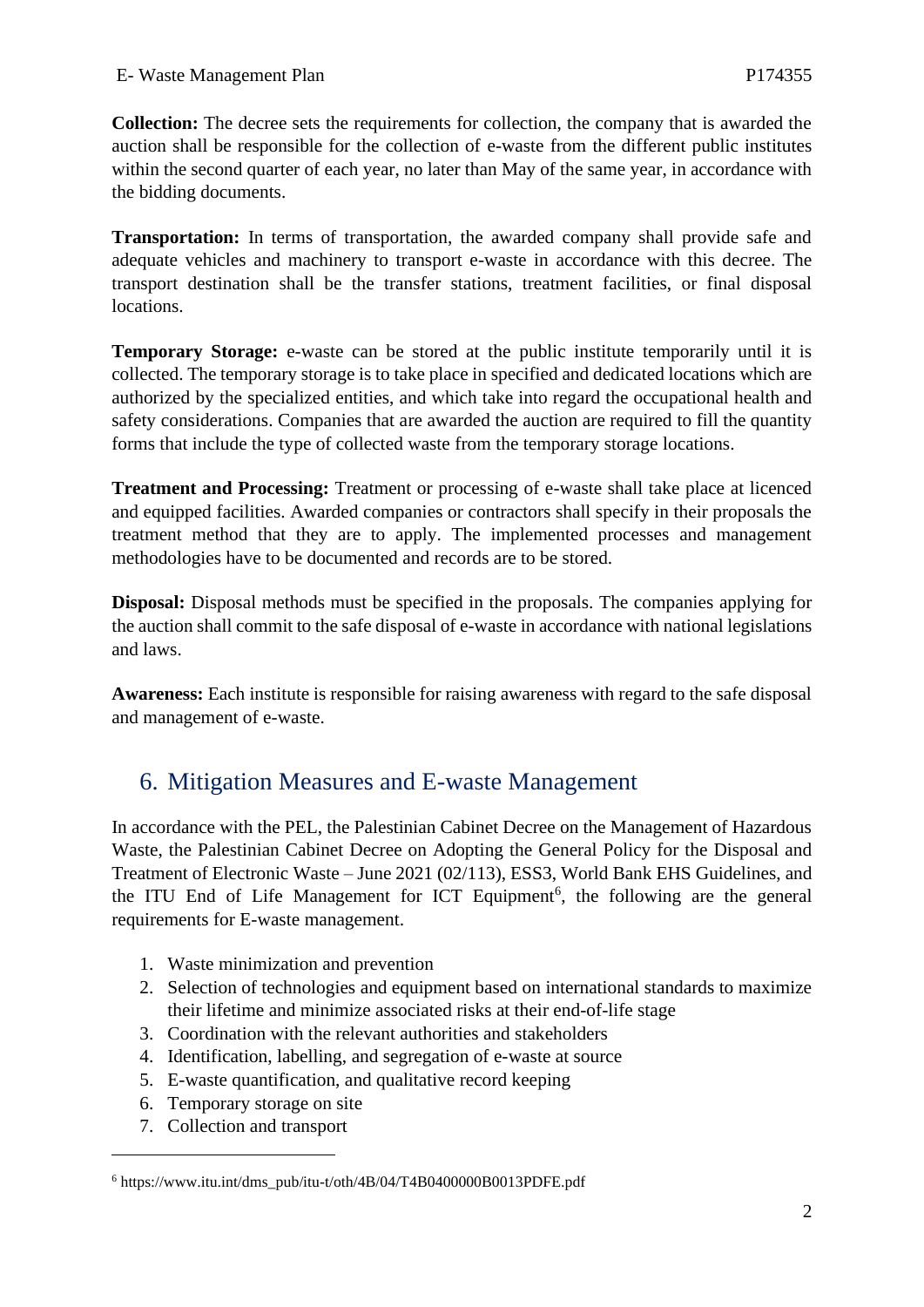**Collection:** The decree sets the requirements for collection, the company that is awarded the auction shall be responsible for the collection of e-waste from the different public institutes within the second quarter of each year, no later than May of the same year, in accordance with the bidding documents.

**Transportation:** In terms of transportation, the awarded company shall provide safe and adequate vehicles and machinery to transport e-waste in accordance with this decree. The transport destination shall be the transfer stations, treatment facilities, or final disposal locations.

**Temporary Storage:** e-waste can be stored at the public institute temporarily until it is collected. The temporary storage is to take place in specified and dedicated locations which are authorized by the specialized entities, and which take into regard the occupational health and safety considerations. Companies that are awarded the auction are required to fill the quantity forms that include the type of collected waste from the temporary storage locations.

**Treatment and Processing:** Treatment or processing of e-waste shall take place at licenced and equipped facilities. Awarded companies or contractors shall specify in their proposals the treatment method that they are to apply. The implemented processes and management methodologies have to be documented and records are to be stored.

**Disposal:** Disposal methods must be specified in the proposals. The companies applying for the auction shall commit to the safe disposal of e-waste in accordance with national legislations and laws.

**Awareness:** Each institute is responsible for raising awareness with regard to the safe disposal and management of e-waste.

## 6. Mitigation Measures and E-waste Management

In accordance with the PEL, the Palestinian Cabinet Decree on the Management of Hazardous Waste, the Palestinian Cabinet Decree on Adopting the General Policy for the Disposal and Treatment of Electronic Waste – June 2021 (02/113), ESS3, World Bank EHS Guidelines, and the ITU End of Life Management for ICT Equipment[6], the following are the general requirements for E-waste management.

1. Waste minimization and prevention
2. Selection of technologies and equipment based on international standards to maximize their lifetime and minimize associated risks at their end-of-life stage
3. Coordination with the relevant authorities and stakeholders
4. Identification, labelling, and segregation of e-waste at source
5. E-waste quantification, and qualitative record keeping
6. Temporary storage on site
7. Collection and transport

[6] https://www.itu.int/dms_pub/itu-t/oth/4B/04/T4B0400000B0013PDFE.pdf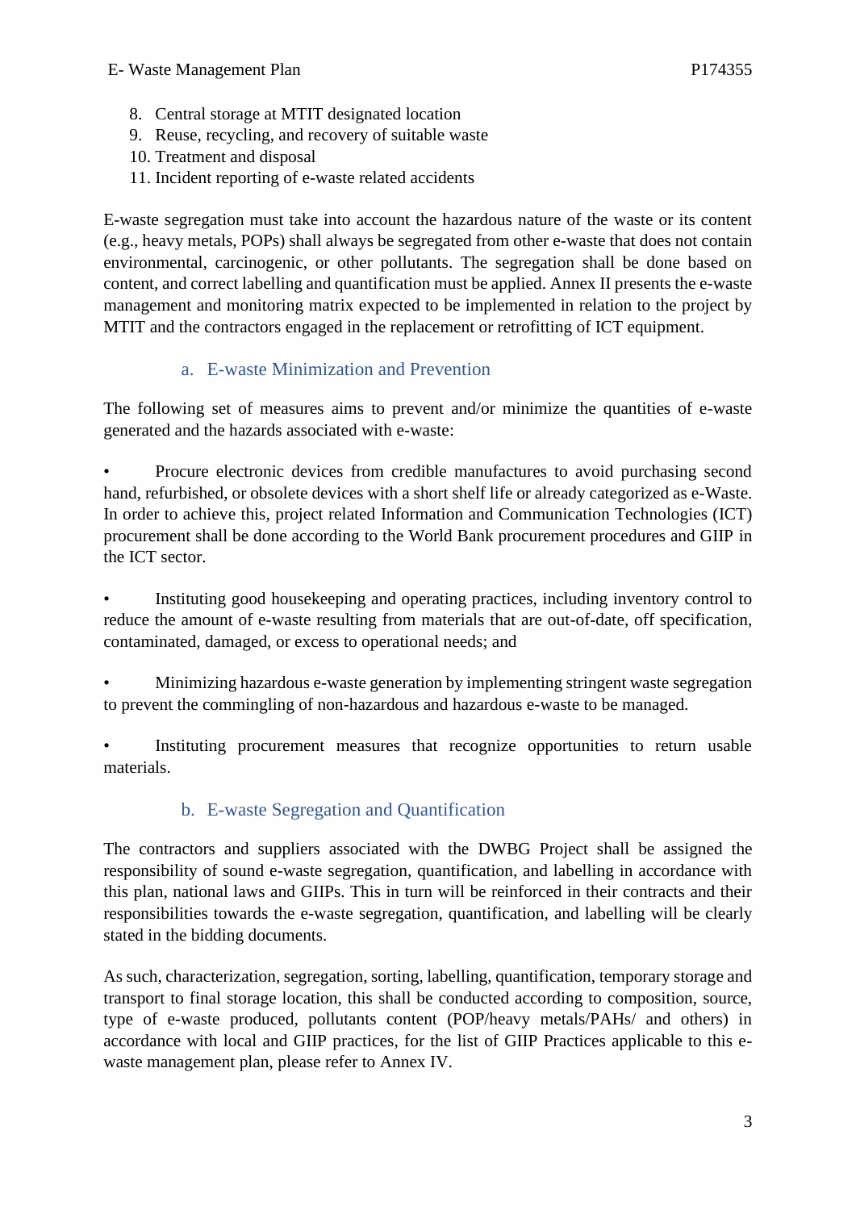8. Central storage at MTIT designated location
9. Reuse, recycling, and recovery of suitable waste
10. Treatment and disposal
11. Incident reporting of e-waste related accidents

E-waste segregation must take into account the hazardous nature of the waste or its content (e.g., heavy metals, POPs) shall always be segregated from other e-waste that does not contain environmental, carcinogenic, or other pollutants. The segregation shall be done based on content, and correct labelling and quantification must be applied. Annex II presents the e-waste management and monitoring matrix expected to be implemented in relation to the project by MTIT and the contractors engaged in the replacement or retrofitting of ICT equipment.

### a. E-waste Minimization and Prevention

The following set of measures aims to prevent and/or minimize the quantities of e-waste generated and the hazards associated with e-waste:

- Procure electronic devices from credible manufactures to avoid purchasing second hand, refurbished, or obsolete devices with a short shelf life or already categorized as e-Waste. In order to achieve this, project related Information and Communication Technologies (ICT) procurement shall be done according to the World Bank procurement procedures and GIIP in the ICT sector.

- Instituting good housekeeping and operating practices, including inventory control to reduce the amount of e-waste resulting from materials that are out-of-date, off specification, contaminated, damaged, or excess to operational needs; and

- Minimizing hazardous e-waste generation by implementing stringent waste segregation to prevent the commingling of non-hazardous and hazardous e-waste to be managed.

- Instituting procurement measures that recognize opportunities to return usable materials.

### b. E-waste Segregation and Quantification

The contractors and suppliers associated with the DWBG Project shall be assigned the responsibility of sound e-waste segregation, quantification, and labelling in accordance with this plan, national laws and GIIPs. This in turn will be reinforced in their contracts and their responsibilities towards the e-waste segregation, quantification, and labelling will be clearly stated in the bidding documents.

As such, characterization, segregation, sorting, labelling, quantification, temporary storage and transport to final storage location, this shall be conducted according to composition, source, type of e-waste produced, pollutants content (POP/heavy metals/PAHs/ and others) in accordance with local and GIIP practices, for the list of GIIP Practices applicable to this e-waste management plan, please refer to Annex IV.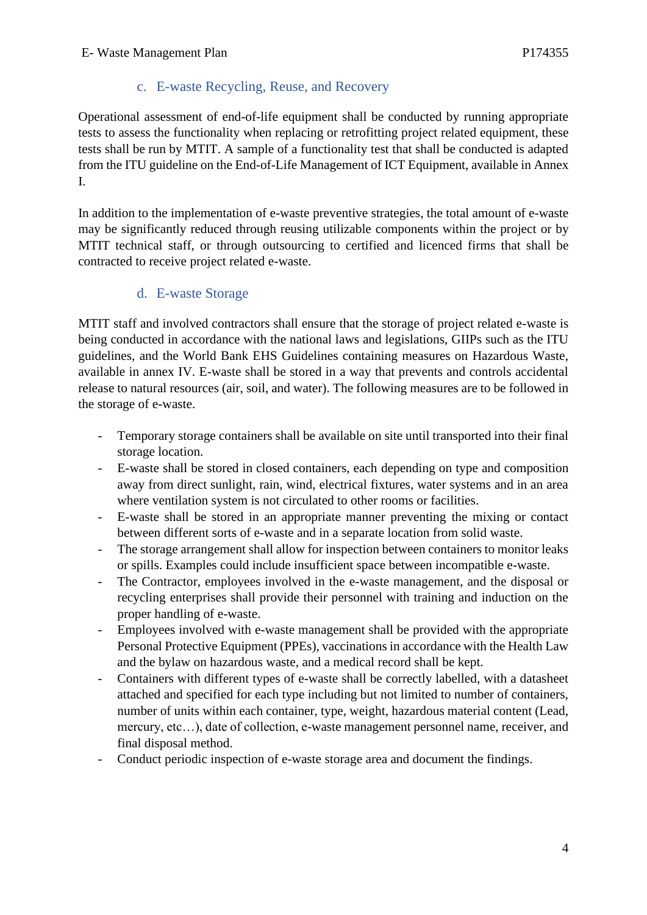### c. E-waste Recycling, Reuse, and Recovery

Operational assessment of end-of-life equipment shall be conducted by running appropriate tests to assess the functionality when replacing or retrofitting project related equipment, these tests shall be run by MTIT. A sample of a functionality test that shall be conducted is adapted from the ITU guideline on the End-of-Life Management of ICT Equipment, available in Annex I.

In addition to the implementation of e-waste preventive strategies, the total amount of e-waste may be significantly reduced through reusing utilizable components within the project or by MTIT technical staff, or through outsourcing to certified and licenced firms that shall be contracted to receive project related e-waste.

### d. E-waste Storage

MTIT staff and involved contractors shall ensure that the storage of project related e-waste is being conducted in accordance with the national laws and legislations, GIIPs such as the ITU guidelines, and the World Bank EHS Guidelines containing measures on Hazardous Waste, available in annex IV. E-waste shall be stored in a way that prevents and controls accidental release to natural resources (air, soil, and water). The following measures are to be followed in the storage of e-waste.

- Temporary storage containers shall be available on site until transported into their final storage location.
- E-waste shall be stored in closed containers, each depending on type and composition away from direct sunlight, rain, wind, electrical fixtures, water systems and in an area where ventilation system is not circulated to other rooms or facilities.
- E-waste shall be stored in an appropriate manner preventing the mixing or contact between different sorts of e-waste and in a separate location from solid waste.
- The storage arrangement shall allow for inspection between containers to monitor leaks or spills. Examples could include insufficient space between incompatible e-waste.
- The Contractor, employees involved in the e-waste management, and the disposal or recycling enterprises shall provide their personnel with training and induction on the proper handling of e-waste.
- Employees involved with e-waste management shall be provided with the appropriate Personal Protective Equipment (PPEs), vaccinations in accordance with the Health Law and the bylaw on hazardous waste, and a medical record shall be kept.
- Containers with different types of e-waste shall be correctly labelled, with a datasheet attached and specified for each type including but not limited to number of containers, number of units within each container, type, weight, hazardous material content (Lead, mercury, etc…), date of collection, e-waste management personnel name, receiver, and final disposal method.
- Conduct periodic inspection of e-waste storage area and document the findings.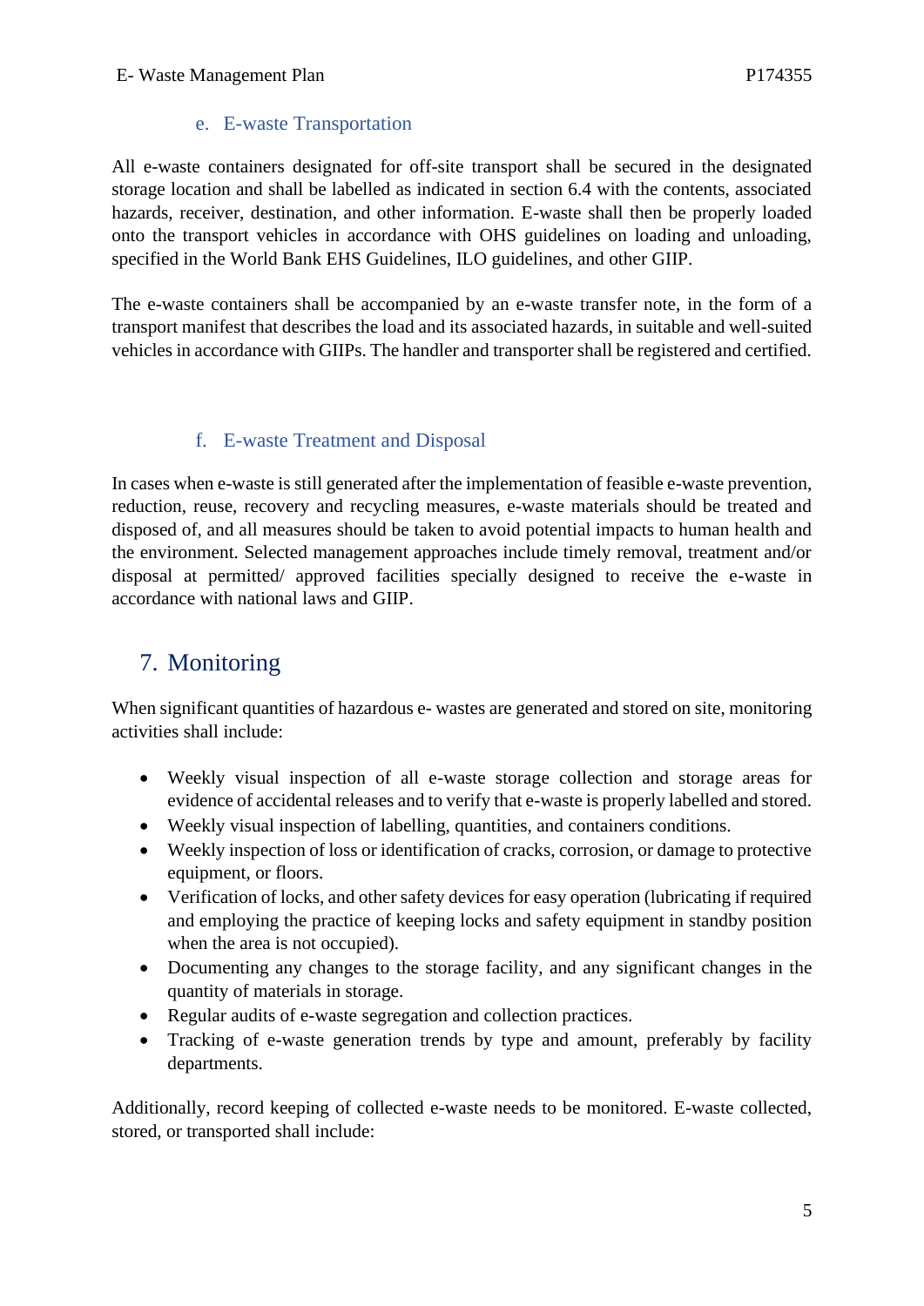### e. E-waste Transportation

All e-waste containers designated for off-site transport shall be secured in the designated storage location and shall be labelled as indicated in section 6.4 with the contents, associated hazards, receiver, destination, and other information. E-waste shall then be properly loaded onto the transport vehicles in accordance with OHS guidelines on loading and unloading, specified in the World Bank EHS Guidelines, ILO guidelines, and other GIIP.

The e-waste containers shall be accompanied by an e-waste transfer note, in the form of a transport manifest that describes the load and its associated hazards, in suitable and well-suited vehicles in accordance with GIIPs. The handler and transporter shall be registered and certified.

### f. E-waste Treatment and Disposal

In cases when e-waste is still generated after the implementation of feasible e-waste prevention, reduction, reuse, recovery and recycling measures, e-waste materials should be treated and disposed of, and all measures should be taken to avoid potential impacts to human health and the environment. Selected management approaches include timely removal, treatment and/or disposal at permitted/ approved facilities specially designed to receive the e-waste in accordance with national laws and GIIP.

## 7. Monitoring

When significant quantities of hazardous e- wastes are generated and stored on site, monitoring activities shall include:

- Weekly visual inspection of all e-waste storage collection and storage areas for evidence of accidental releases and to verify that e-waste is properly labelled and stored.
- Weekly visual inspection of labelling, quantities, and containers conditions.
- Weekly inspection of loss or identification of cracks, corrosion, or damage to protective equipment, or floors.
- Verification of locks, and other safety devices for easy operation (lubricating if required and employing the practice of keeping locks and safety equipment in standby position when the area is not occupied).
- Documenting any changes to the storage facility, and any significant changes in the quantity of materials in storage.
- Regular audits of e-waste segregation and collection practices.
- Tracking of e-waste generation trends by type and amount, preferably by facility departments.

Additionally, record keeping of collected e-waste needs to be monitored. E-waste collected, stored, or transported shall include: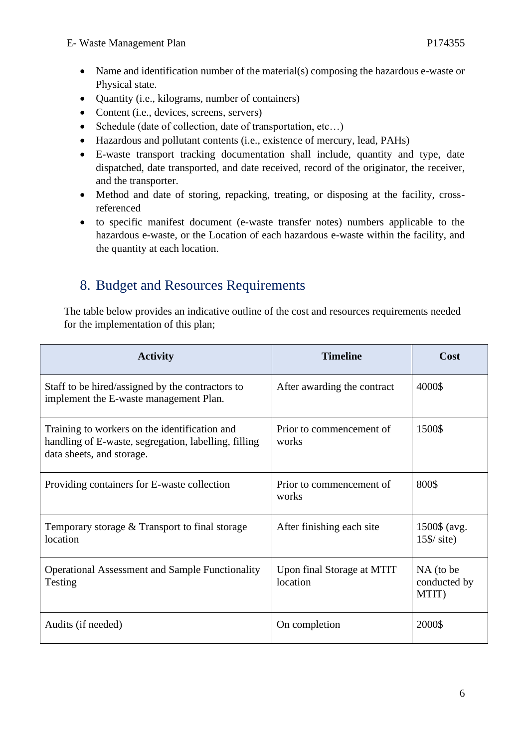- Name and identification number of the material(s) composing the hazardous e-waste or Physical state.
- Quantity (i.e., kilograms, number of containers)
- Content (i.e., devices, screens, servers)
- Schedule (date of collection, date of transportation, etc…)
- Hazardous and pollutant contents (i.e., existence of mercury, lead, PAHs)
- E-waste transport tracking documentation shall include, quantity and type, date dispatched, date transported, and date received, record of the originator, the receiver, and the transporter.
- Method and date of storing, repacking, treating, or disposing at the facility, cross-referenced
- to specific manifest document (e-waste transfer notes) numbers applicable to the hazardous e-waste, or the Location of each hazardous e-waste within the facility, and the quantity at each location.

## 8. Budget and Resources Requirements

The table below provides an indicative outline of the cost and resources requirements needed for the implementation of this plan;

| Activity | Timeline | Cost |
|---|---|---|
| Staff to be hired/assigned by the contractors to implement the E-waste management Plan. | After awarding the contract | 4000$ |
| Training to workers on the identification and handling of E-waste, segregation, labelling, filling data sheets, and storage. | Prior to commencement of works | 1500$ |
| Providing containers for E-waste collection | Prior to commencement of works | 800$ |
| Temporary storage & Transport to final storage location | After finishing each site | 1500$ (avg. 15$/ site) |
| Operational Assessment and Sample Functionality Testing | Upon final Storage at MTIT location | NA (to be conducted by MTIT) |
| Audits (if needed) | On completion | 2000$ |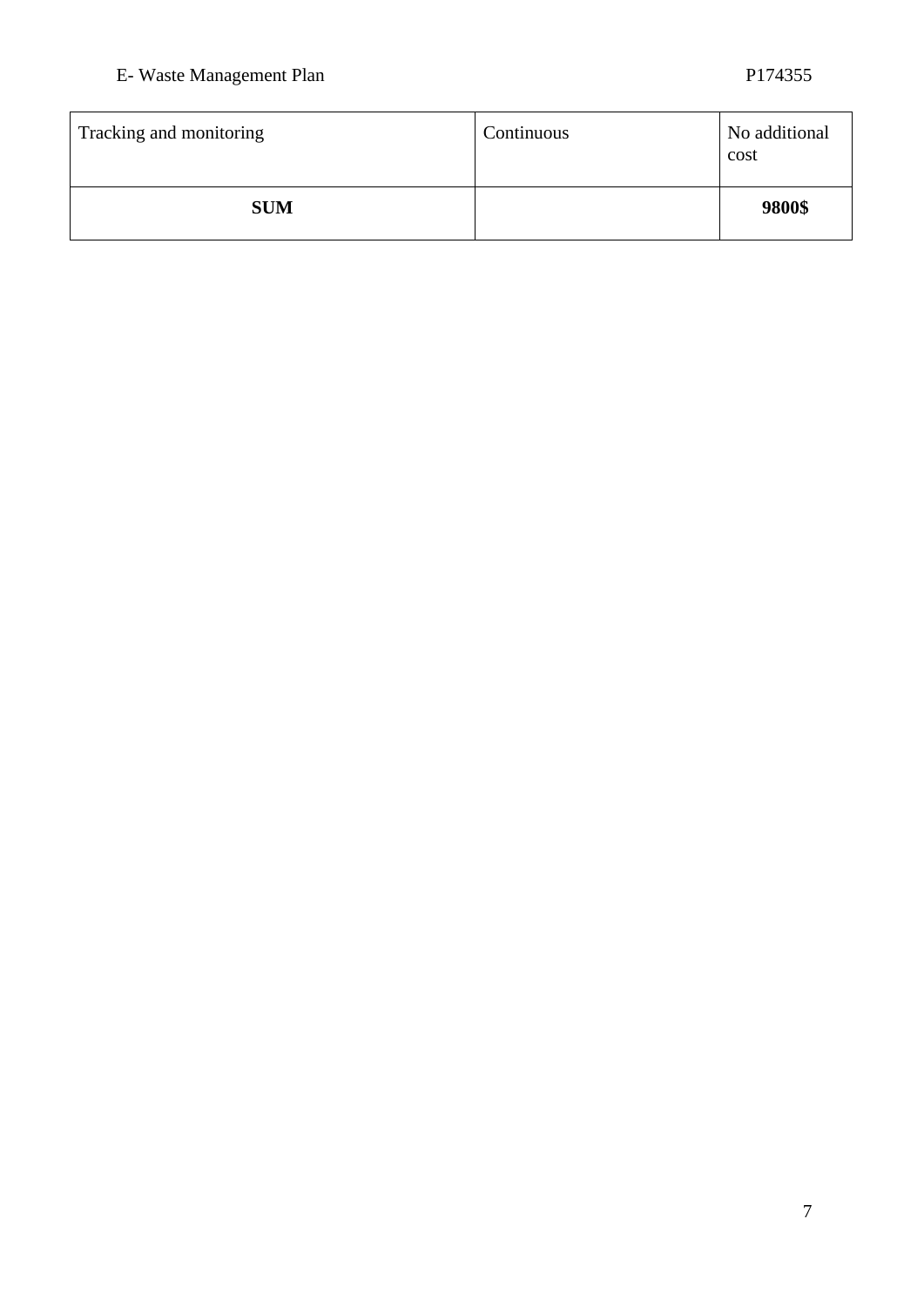| Tracking and monitoring | Continuous | No additional cost |
|---|---|---|
| **SUM** | | **9800$** |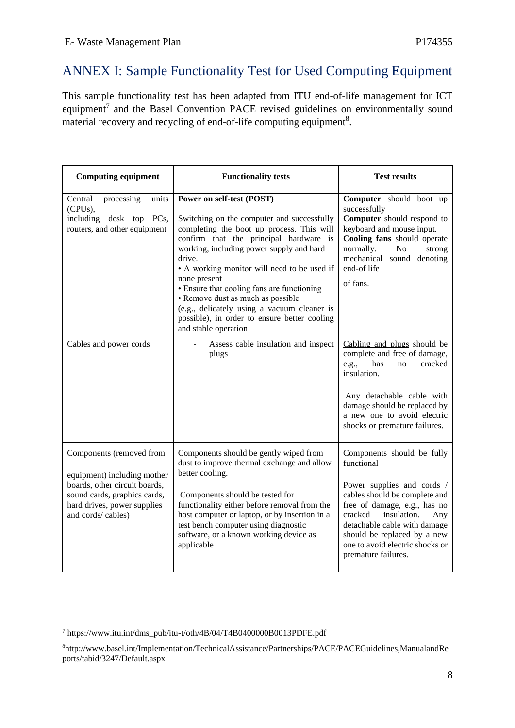# ANNEX I: Sample Functionality Test for Used Computing Equipment

This sample functionality test has been adapted from ITU end-of-life management for ICT equipment[7] and the Basel Convention PACE revised guidelines on environmentally sound material recovery and recycling of end-of-life computing equipment[8].

| Computing equipment | Functionality tests | Test results |
|---|---|---|
| Central processing units (CPUs), including desk top PCs, routers, and other equipment | **Power on self-test (POST)**<br><br>Switching on the computer and successfully completing the boot up process. This will confirm that the principal hardware is working, including power supply and hard drive.<br>• A working monitor will need to be used if none present<br>• Ensure that cooling fans are functioning<br>• Remove dust as much as possible (e.g., delicately using a vacuum cleaner is possible), in order to ensure better cooling and stable operation | **Computer** should boot up successfully<br>**Computer** should respond to keyboard and mouse input.<br>**Cooling fans** should operate normally. No strong mechanical sound denoting end-of life<br><br>of fans. |
| Cables and power cords | - Assess cable insulation and inspect plugs | Cabling and plugs should be complete and free of damage, e.g., has no cracked insulation.<br><br>Any detachable cable with damage should be replaced by a new one to avoid electric shocks or premature failures. |
| Components (removed from equipment) including mother boards, other circuit boards, sound cards, graphics cards, hard drives, power supplies and cords/ cables) | Components should be gently wiped from dust to improve thermal exchange and allow better cooling.<br><br>Components should be tested for functionality either before removal from the host computer or laptop, or by insertion in a test bench computer using diagnostic software, or a known working device as applicable | Components should be fully functional<br><br>Power supplies and cords / cables should be complete and free of damage, e.g., has no cracked insulation. Any detachable cable with damage should be replaced by a new one to avoid electric shocks or premature failures. |

[7] https://www.itu.int/dms_pub/itu-t/oth/4B/04/T4B0400000B0013PDFE.pdf

[8] http://www.basel.int/Implementation/TechnicalAssistance/Partnerships/PACE/PACEGuidelines,ManualandReports/tabid/3247/Default.aspx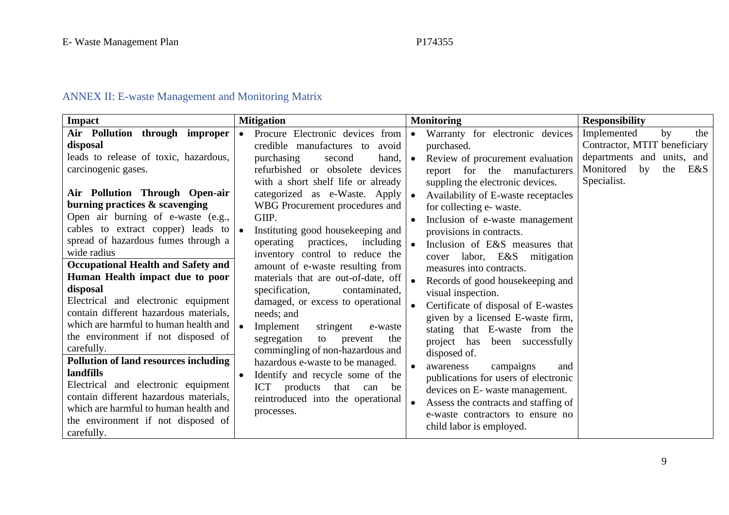## ANNEX II: E-waste Management and Monitoring Matrix

| Impact | Mitigation | Monitoring | Responsibility |
|---|---|---|---|
| **Air Pollution through improper disposal**<br>leads to release of toxic, hazardous, carcinogenic gases.<br><br>**Air Pollution Through Open-air burning practices & scavenging**<br>Open air burning of e-waste (e.g., cables to extract copper) leads to spread of hazardous fumes through a wide radius<br><br>**Occupational Health and Safety and Human Health impact due to poor disposal**<br>Electrical and electronic equipment contain different hazardous materials, which are harmful to human health and the environment if not disposed of carefully.<br><br>**Pollution of land resources including landfills**<br>Electrical and electronic equipment contain different hazardous materials, which are harmful to human health and the environment if not disposed of carefully. | • Procure Electronic devices from credible manufactures to avoid purchasing second hand, refurbished or obsolete devices with a short shelf life or already categorized as e-Waste. Apply WBG Procurement procedures and GIIP.<br>• Instituting good housekeeping and operating practices, including inventory control to reduce the amount of e-waste resulting from materials that are out-of-date, off specification, contaminated, damaged, or excess to operational needs; and<br>• Implement stringent e-waste segregation to prevent the commingling of non-hazardous and hazardous e-waste to be managed.<br>• Identify and recycle some of the ICT products that can be reintroduced into the operational processes. | • Warranty for electronic devices purchased.<br>• Review of procurement evaluation report for the manufacturers suppling the electronic devices.<br>• Availability of E-waste receptacles for collecting e- waste.<br>• Inclusion of e-waste management provisions in contracts.<br>• Inclusion of E&S measures that cover labor, E&S mitigation measures into contracts.<br>• Records of good housekeeping and visual inspection.<br>• Certificate of disposal of E-wastes given by a licensed E-waste firm, stating that E-waste from the project has been successfully disposed of.<br>• awareness campaigns and publications for users of electronic devices on E- waste management.<br>• Assess the contracts and staffing of e-waste contractors to ensure no child labor is employed. | Implemented by the Contractor, MTIT beneficiary departments and units, and Monitored by the E&S Specialist. |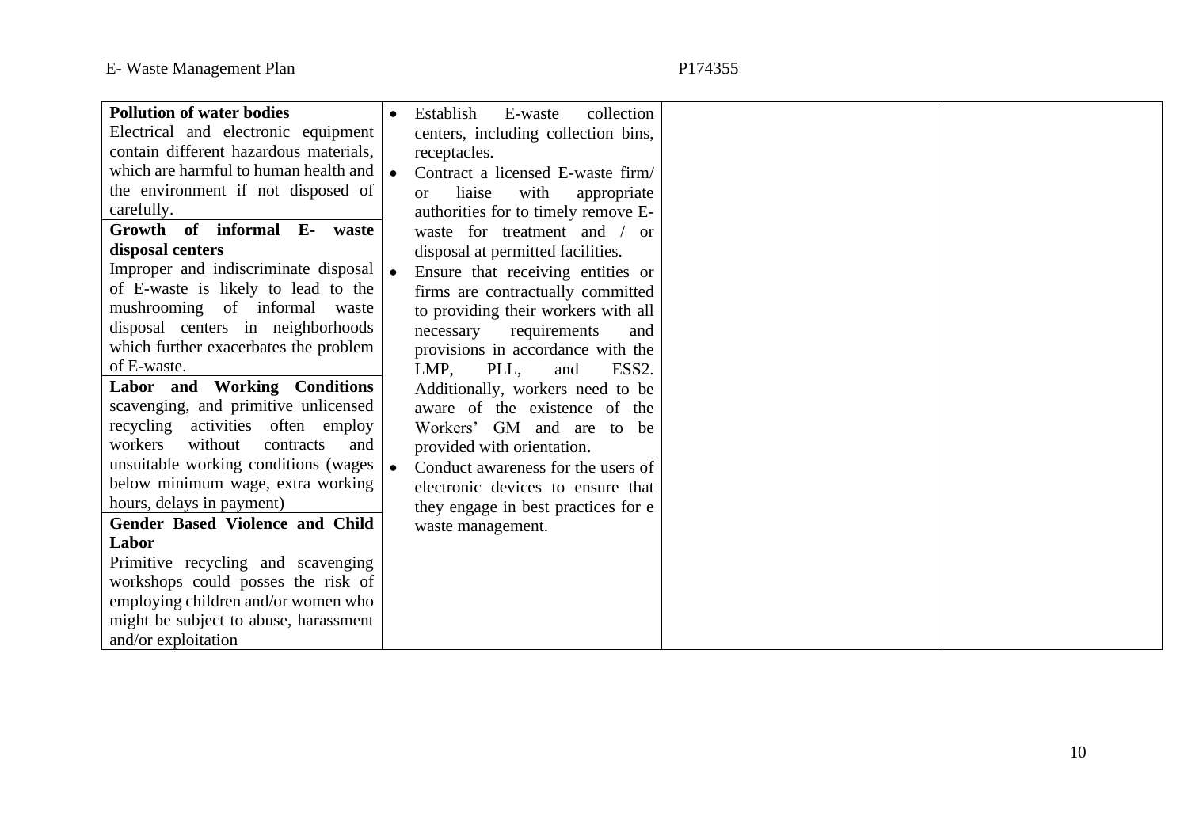| | | | |
|---|---|---|---|
| **Pollution of water bodies**<br>Electrical and electronic equipment contain different hazardous materials, which are harmful to human health and the environment if not disposed of carefully.<br>**Growth of informal E- waste disposal centers**<br>Improper and indiscriminate disposal of E-waste is likely to lead to the mushrooming of informal waste disposal centers in neighborhoods which further exacerbates the problem of E-waste.<br>**Labor and Working Conditions**<br>scavenging, and primitive unlicensed recycling activities often employ workers without contracts and unsuitable working conditions (wages below minimum wage, extra working hours, delays in payment)<br>**Gender Based Violence and Child Labor**<br>Primitive recycling and scavenging workshops could posses the risk of employing children and/or women who might be subject to abuse, harassment and/or exploitation | • Establish E-waste collection centers, including collection bins, receptacles.<br>• Contract a licensed E-waste firm/ or liaise with appropriate authorities for to timely remove E-waste for treatment and / or disposal at permitted facilities.<br>• Ensure that receiving entities or firms are contractually committed to providing their workers with all necessary requirements and provisions in accordance with the LMP, PLL, and ESS2. Additionally, workers need to be aware of the existence of the Workers' GM and are to be provided with orientation.<br>• Conduct awareness for the users of electronic devices to ensure that they engage in best practices for e waste management. | | |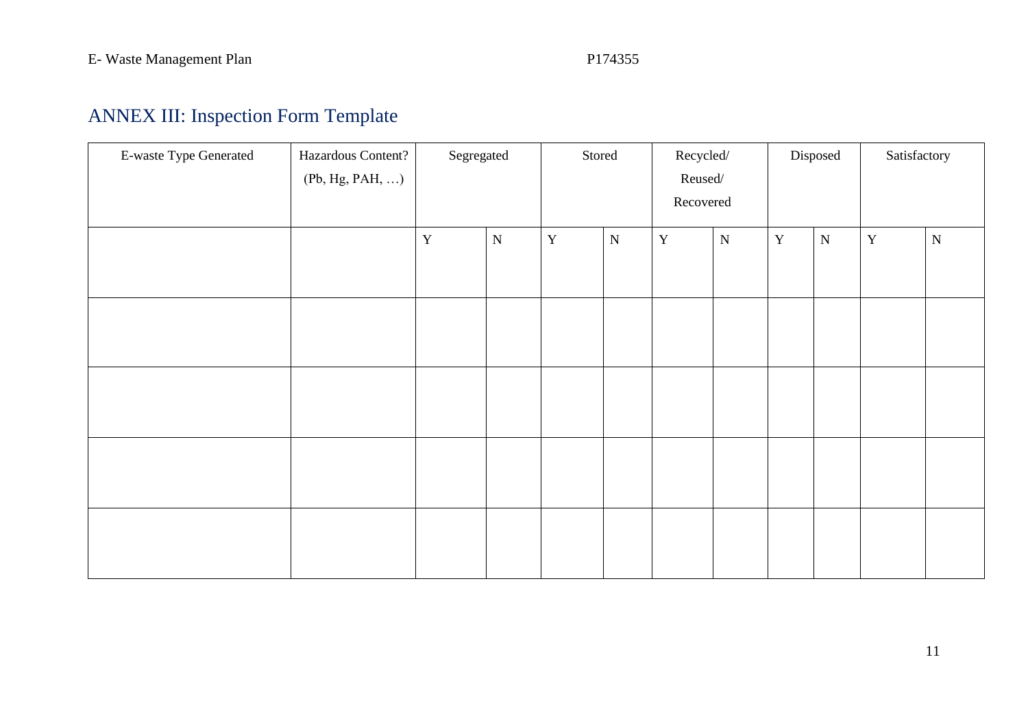## ANNEX III: Inspection Form Template

| E-waste Type Generated | Hazardous Content? (Pb, Hg, PAH, …) | Segregated | | Stored | | Recycled/ Reused/ Recovered | | Disposed | | Satisfactory | |
|---|---|---|---|---|---|---|---|---|---|---|---|
| | | Y | N | Y | N | Y | N | Y | N | Y | N |
| | | | | | | | | | | | |
| | | | | | | | | | | | |
| | | | | | | | | | | | |
| | | | | | | | | | | | |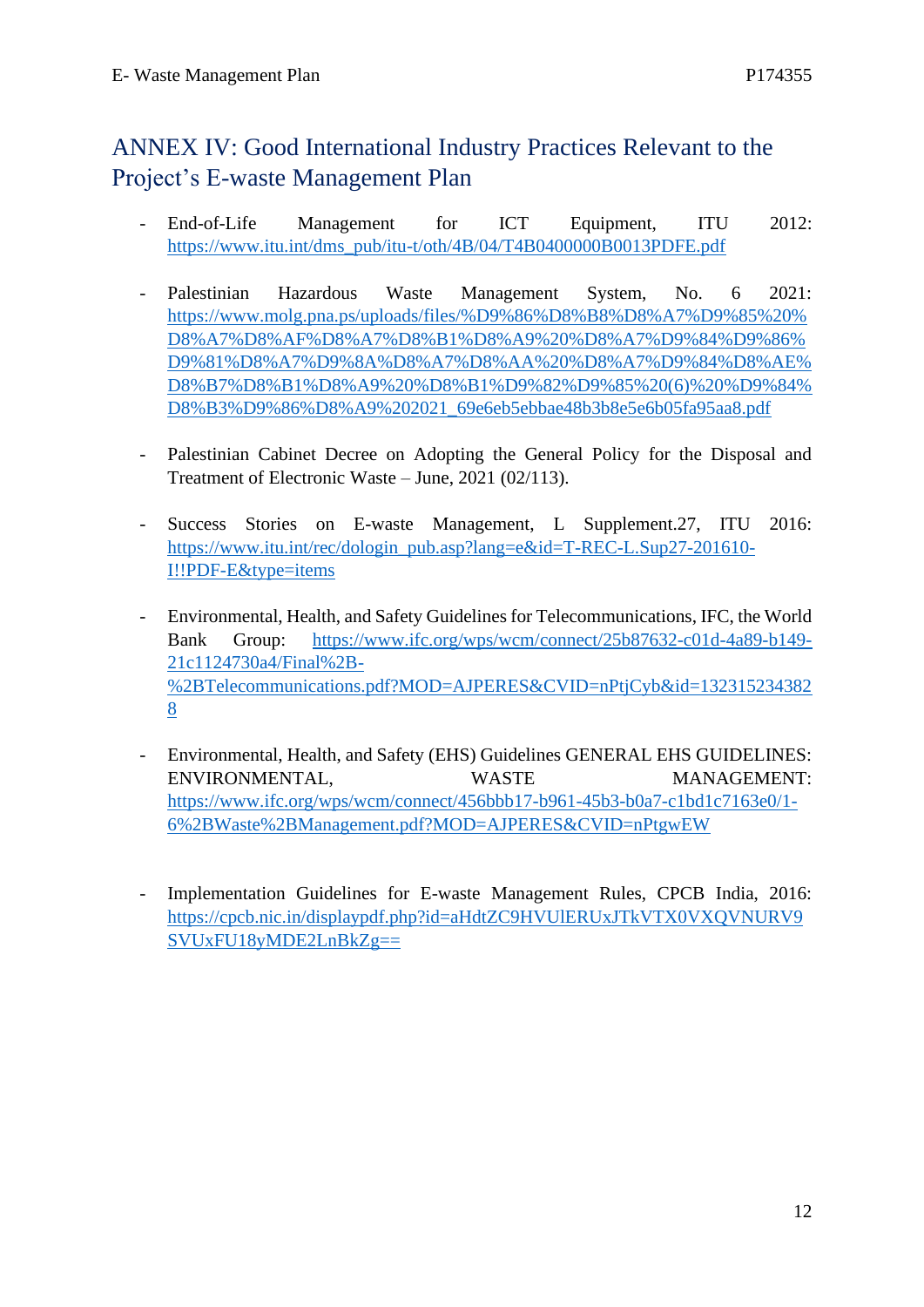## ANNEX IV: Good International Industry Practices Relevant to the Project's E-waste Management Plan

- End-of-Life Management for ICT Equipment, ITU 2012: https://www.itu.int/dms_pub/itu-t/oth/4B/04/T4B0400000B0013PDFE.pdf

- Palestinian Hazardous Waste Management System, No. 6 2021: https://www.molg.pna.ps/uploads/files/%D9%86%D8%B8%D8%A7%D9%85%20%D8%A7%D8%AF%D8%A7%D8%B1%D8%A9%20%D8%A7%D9%84%D9%86%D9%81%D8%A7%D9%8A%D8%A7%D8%AA%20%D8%A7%D9%84%D8%AE%D8%B7%D8%B1%D8%A9%20%D8%B1%D9%82%D9%85%20(6)%20%D9%84%D8%B3%D9%86%D8%A9%202021_69e6eb5ebbae48b3b8e5e6b05fa95aa8.pdf

- Palestinian Cabinet Decree on Adopting the General Policy for the Disposal and Treatment of Electronic Waste – June, 2021 (02/113).

- Success Stories on E-waste Management, L Supplement.27, ITU 2016: https://www.itu.int/rec/dologin_pub.asp?lang=e&id=T-REC-L.Sup27-201610-I!!PDF-E&type=items

- Environmental, Health, and Safety Guidelines for Telecommunications, IFC, the World Bank Group: https://www.ifc.org/wps/wcm/connect/25b87632-c01d-4a89-b149-21c1124730a4/Final%2B-%2BTelecommunications.pdf?MOD=AJPERES&CVID=nPtjCyb&id=1323152343828

- Environmental, Health, and Safety (EHS) Guidelines GENERAL EHS GUIDELINES: ENVIRONMENTAL, WASTE MANAGEMENT: https://www.ifc.org/wps/wcm/connect/456bbb17-b961-45b3-b0a7-c1bd1c7163e0/1-6%2BWaste%2BManagement.pdf?MOD=AJPERES&CVID=nPtgwEW

- Implementation Guidelines for E-waste Management Rules, CPCB India, 2016: https://cpcb.nic.in/displaypdf.php?id=aHdtZC9HVUlERUxJTkVTX0VXQVNURV9SVUxFU18yMDE2LnBkZg==